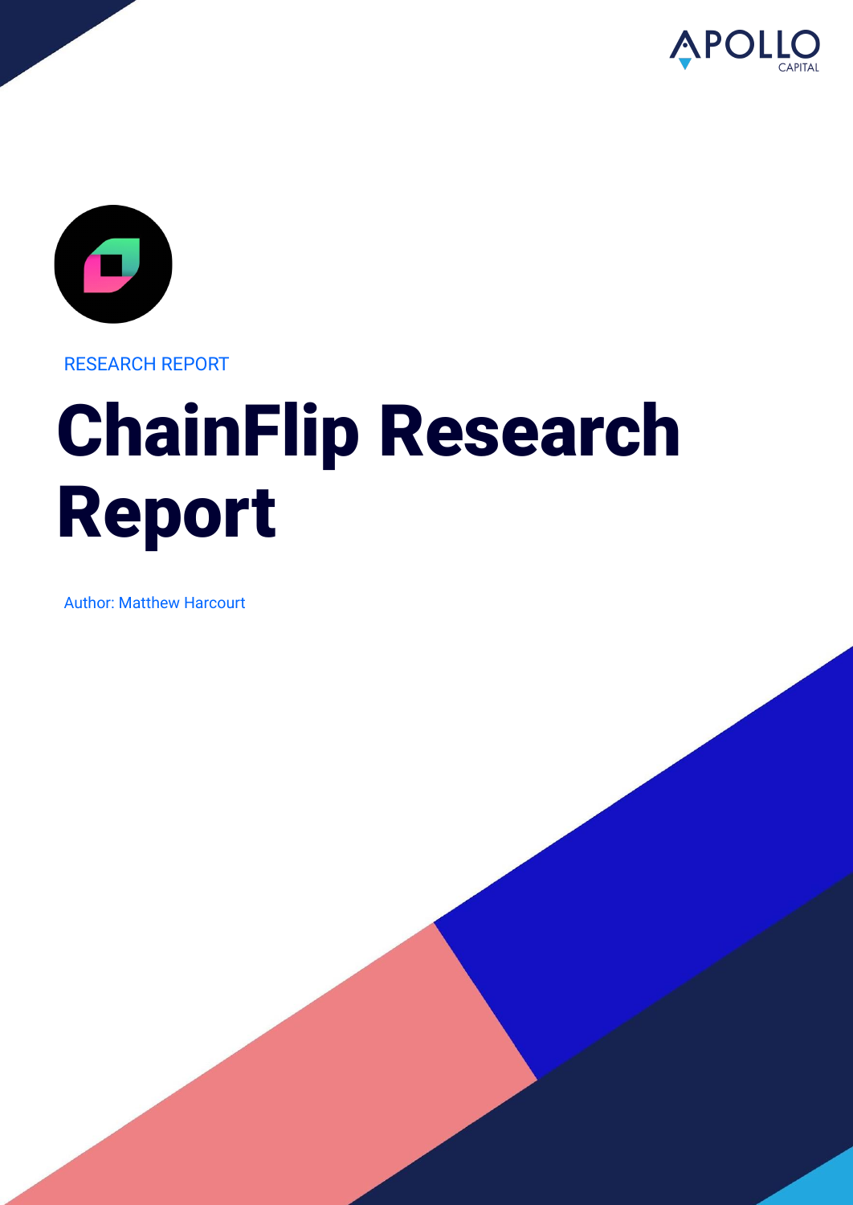RESEARCH REPORT

# ChainFlip Research Report

Author: Matthew Harcourt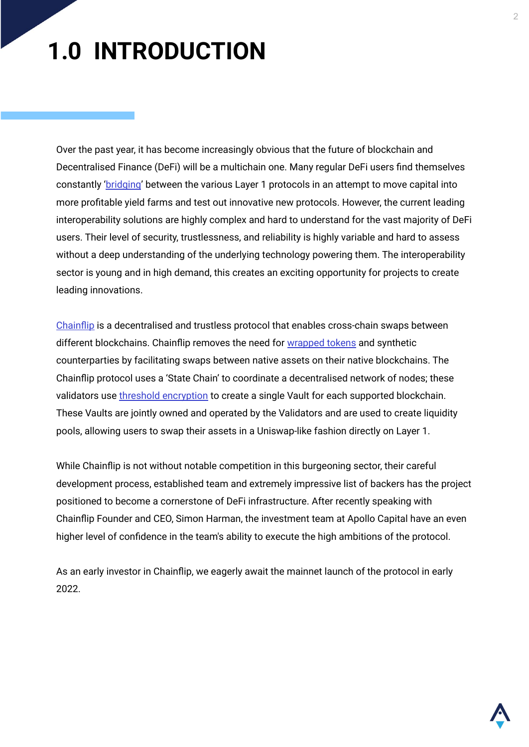# 1.0 INTRODUCTION

Over the past year, it has become increasingly obvious that the future of blockchain and Decentralised Finance (DeFi) will be a multichain one. Many regular DeFi users find themselves constantly 'bridging' between the various Layer 1 protocols in an attempt to move capital into more profitable yield farms and test out innovative new protocols. However, the current leading interoperability solutions are highly complex and hard to understand for the vast majority of DeFi users. Their level of security, trustlessness, and reliability is highly variable and hard to assess without a deep understanding of the underlying technology powering them. The interoperability sector is young and in high demand, this creates an exciting opportunity for projects to create leading innovations.

Chainflip is a decentralised and trustless protocol that enables cross-chain swaps between different blockchains. Chainflip removes the need for wrapped tokens and synthetic counterparties by facilitating swaps between native assets on their native blockchains. The Chainflip protocol uses a 'State Chain' to coordinate a decentralised network of nodes; these validators use threshold encryption to create a single Vault for each supported blockchain. These Vaults are jointly owned and operated by the Validators and are used to create liquidity pools, allowing users to swap their assets in a Uniswap-like fashion directly on Layer 1.

While Chainflip is not without notable competition in this burgeoning sector, their careful development process, established team and extremely impressive list of backers has the project positioned to become a cornerstone of DeFi infrastructure. After recently speaking with Chainflip Founder and CEO, Simon Harman, the investment team at Apollo Capital have an even higher level of confidence in the team's ability to execute the high ambitions of the protocol.

As an early investor in Chainflip, we eagerly await the mainnet launch of the protocol in early 2022.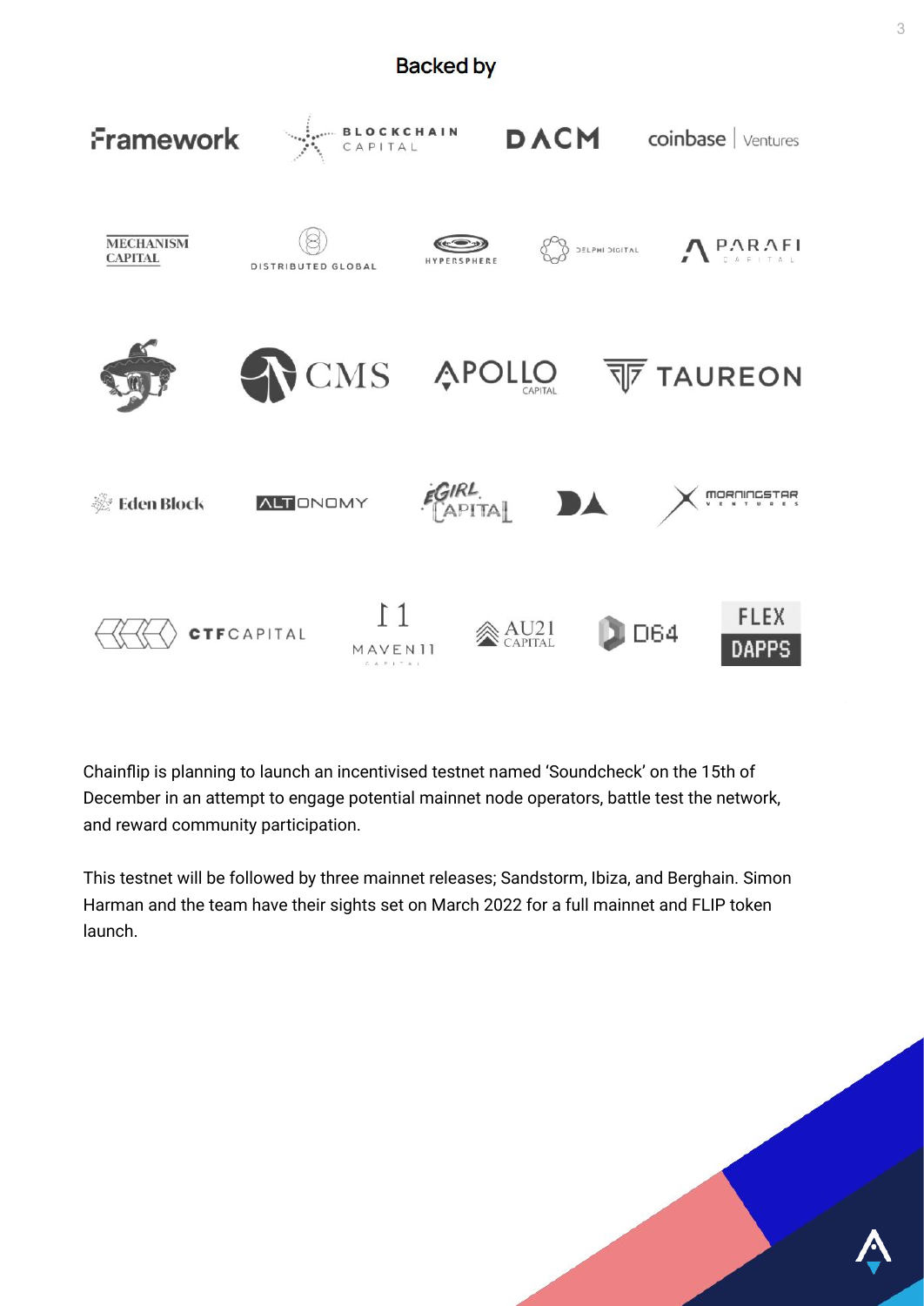## Backed by

Framework, Blockchain Capital, DACM, Coinbase Ventures, Mechanism Capital, Distributed Global, Hypersphere, Delphi Digital, ParaFi Capital, CMS, Apollo Capital, Taureon, Eden Block, Altonomy, eGirl Capital, DA, Morningstar Ventures, CTF Capital, Maven11 Capital, AU21 Capital, D64, Flex Dapps

Chainflip is planning to launch an incentivised testnet named 'Soundcheck' on the 15th of December in an attempt to engage potential mainnet node operators, battle test the network, and reward community participation.

This testnet will be followed by three mainnet releases; Sandstorm, Ibiza, and Berghain. Simon Harman and the team have their sights set on March 2022 for a full mainnet and FLIP token launch.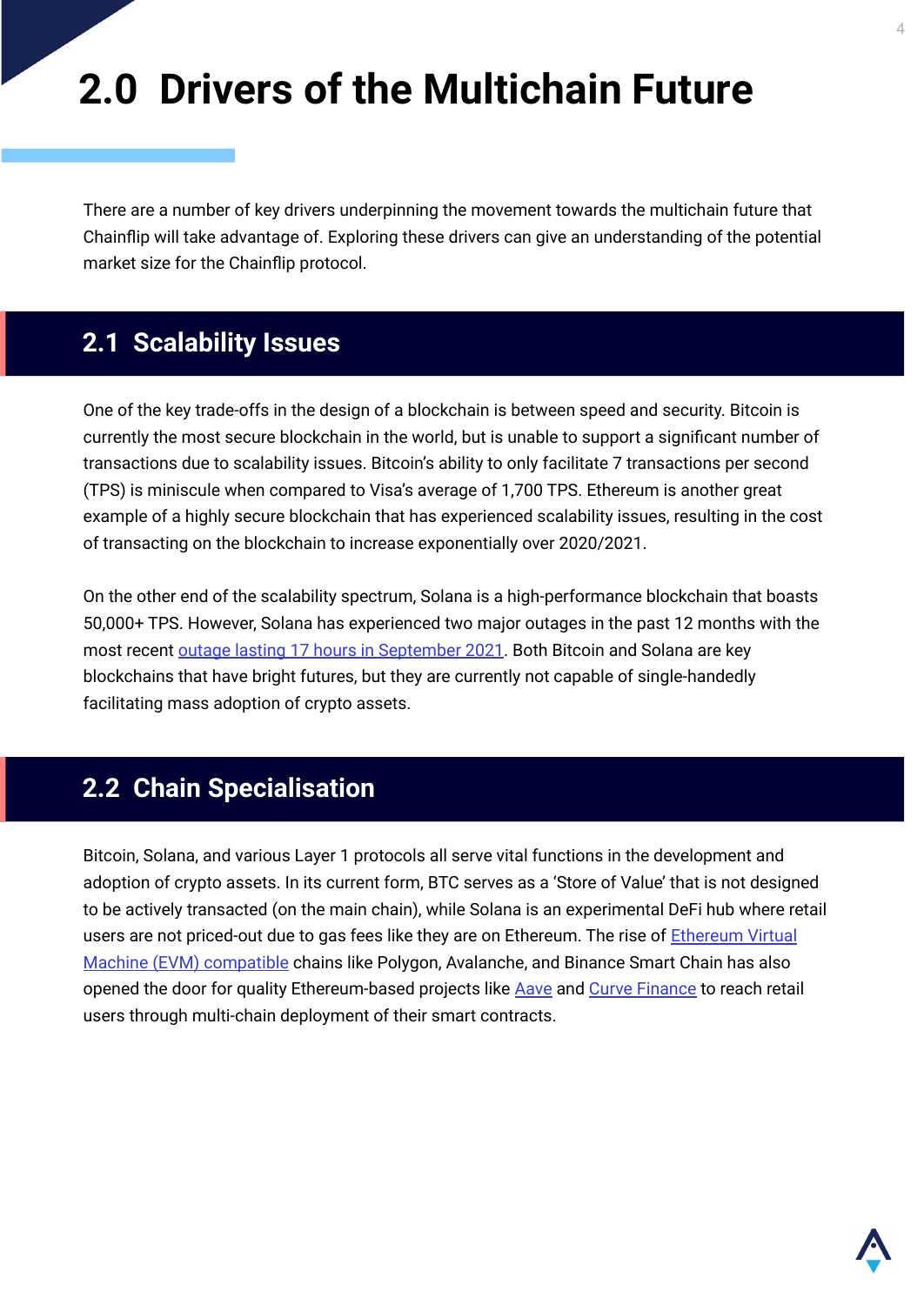# 2.0 Drivers of the Multichain Future

There are a number of key drivers underpinning the movement towards the multichain future that Chainflip will take advantage of. Exploring these drivers can give an understanding of the potential market size for the Chainflip protocol.

## 2.1 Scalability Issues

One of the key trade-offs in the design of a blockchain is between speed and security. Bitcoin is currently the most secure blockchain in the world, but is unable to support a significant number of transactions due to scalability issues. Bitcoin's ability to only facilitate 7 transactions per second (TPS) is miniscule when compared to Visa's average of 1,700 TPS. Ethereum is another great example of a highly secure blockchain that has experienced scalability issues, resulting in the cost of transacting on the blockchain to increase exponentially over 2020/2021.

On the other end of the scalability spectrum, Solana is a high-performance blockchain that boasts 50,000+ TPS. However, Solana has experienced two major outages in the past 12 months with the most recent outage lasting 17 hours in September 2021. Both Bitcoin and Solana are key blockchains that have bright futures, but they are currently not capable of single-handedly facilitating mass adoption of crypto assets.

## 2.2 Chain Specialisation

Bitcoin, Solana, and various Layer 1 protocols all serve vital functions in the development and adoption of crypto assets. In its current form, BTC serves as a 'Store of Value' that is not designed to be actively transacted (on the main chain), while Solana is an experimental DeFi hub where retail users are not priced-out due to gas fees like they are on Ethereum. The rise of Ethereum Virtual Machine (EVM) compatible chains like Polygon, Avalanche, and Binance Smart Chain has also opened the door for quality Ethereum-based projects like Aave and Curve Finance to reach retail users through multi-chain deployment of their smart contracts.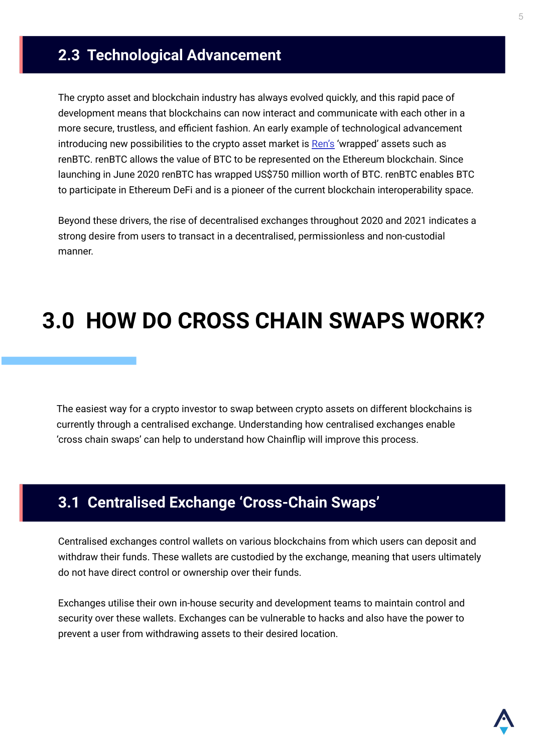## 2.3 Technological Advancement

The crypto asset and blockchain industry has always evolved quickly, and this rapid pace of development means that blockchains can now interact and communicate with each other in a more secure, trustless, and efficient fashion. An early example of technological advancement introducing new possibilities to the crypto asset market is Ren's 'wrapped' assets such as renBTC. renBTC allows the value of BTC to be represented on the Ethereum blockchain. Since launching in June 2020 renBTC has wrapped US$750 million worth of BTC. renBTC enables BTC to participate in Ethereum DeFi and is a pioneer of the current blockchain interoperability space.

Beyond these drivers, the rise of decentralised exchanges throughout 2020 and 2021 indicates a strong desire from users to transact in a decentralised, permissionless and non-custodial manner.

# 3.0 HOW DO CROSS CHAIN SWAPS WORK?

The easiest way for a crypto investor to swap between crypto assets on different blockchains is currently through a centralised exchange. Understanding how centralised exchanges enable 'cross chain swaps' can help to understand how Chainflip will improve this process.

## 3.1 Centralised Exchange 'Cross-Chain Swaps'

Centralised exchanges control wallets on various blockchains from which users can deposit and withdraw their funds. These wallets are custodied by the exchange, meaning that users ultimately do not have direct control or ownership over their funds.

Exchanges utilise their own in-house security and development teams to maintain control and security over these wallets. Exchanges can be vulnerable to hacks and also have the power to prevent a user from withdrawing assets to their desired location.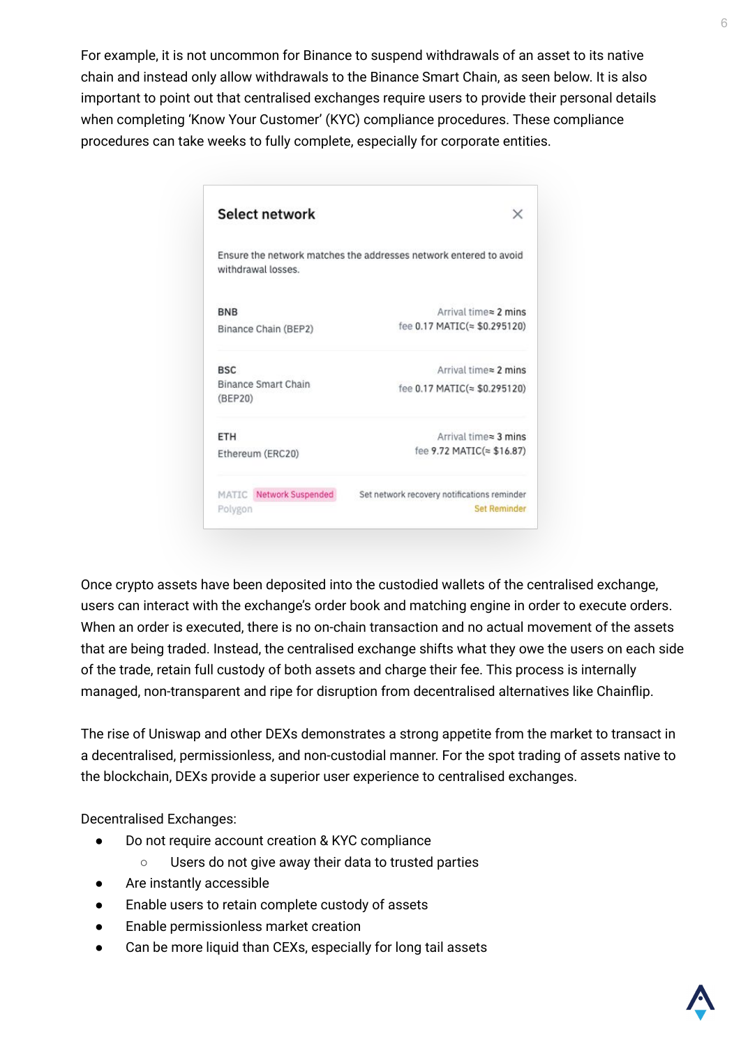For example, it is not uncommon for Binance to suspend withdrawals of an asset to its native chain and instead only allow withdrawals to the Binance Smart Chain, as seen below. It is also important to point out that centralised exchanges require users to provide their personal details when completing 'Know Your Customer' (KYC) compliance procedures. These compliance procedures can take weeks to fully complete, especially for corporate entities.

**Select network**

Ensure the network matches the addresses network entered to avoid withdrawal losses.

| Network | Details |
|---|---|
| BNB<br>Binance Chain (BEP2) | Arrival time≈ 2 mins<br>fee 0.17 MATIC(≈ $0.295120) |
| BSC<br>Binance Smart Chain (BEP20) | Arrival time≈ 2 mins<br>fee 0.17 MATIC(≈ $0.295120) |
| ETH<br>Ethereum (ERC20) | Arrival time≈ 3 mins<br>fee 9.72 MATIC(≈ $16.87) |
| MATIC Network Suspended<br>Polygon | Set network recovery notifications reminder<br>Set Reminder |

Once crypto assets have been deposited into the custodied wallets of the centralised exchange, users can interact with the exchange's order book and matching engine in order to execute orders. When an order is executed, there is no on-chain transaction and no actual movement of the assets that are being traded. Instead, the centralised exchange shifts what they owe the users on each side of the trade, retain full custody of both assets and charge their fee. This process is internally managed, non-transparent and ripe for disruption from decentralised alternatives like Chainflip.

The rise of Uniswap and other DEXs demonstrates a strong appetite from the market to transact in a decentralised, permissionless, and non-custodial manner. For the spot trading of assets native to the blockchain, DEXs provide a superior user experience to centralised exchanges.

Decentralised Exchanges:

- Do not require account creation & KYC compliance
  - Users do not give away their data to trusted parties
- Are instantly accessible
- Enable users to retain complete custody of assets
- Enable permissionless market creation
- Can be more liquid than CEXs, especially for long tail assets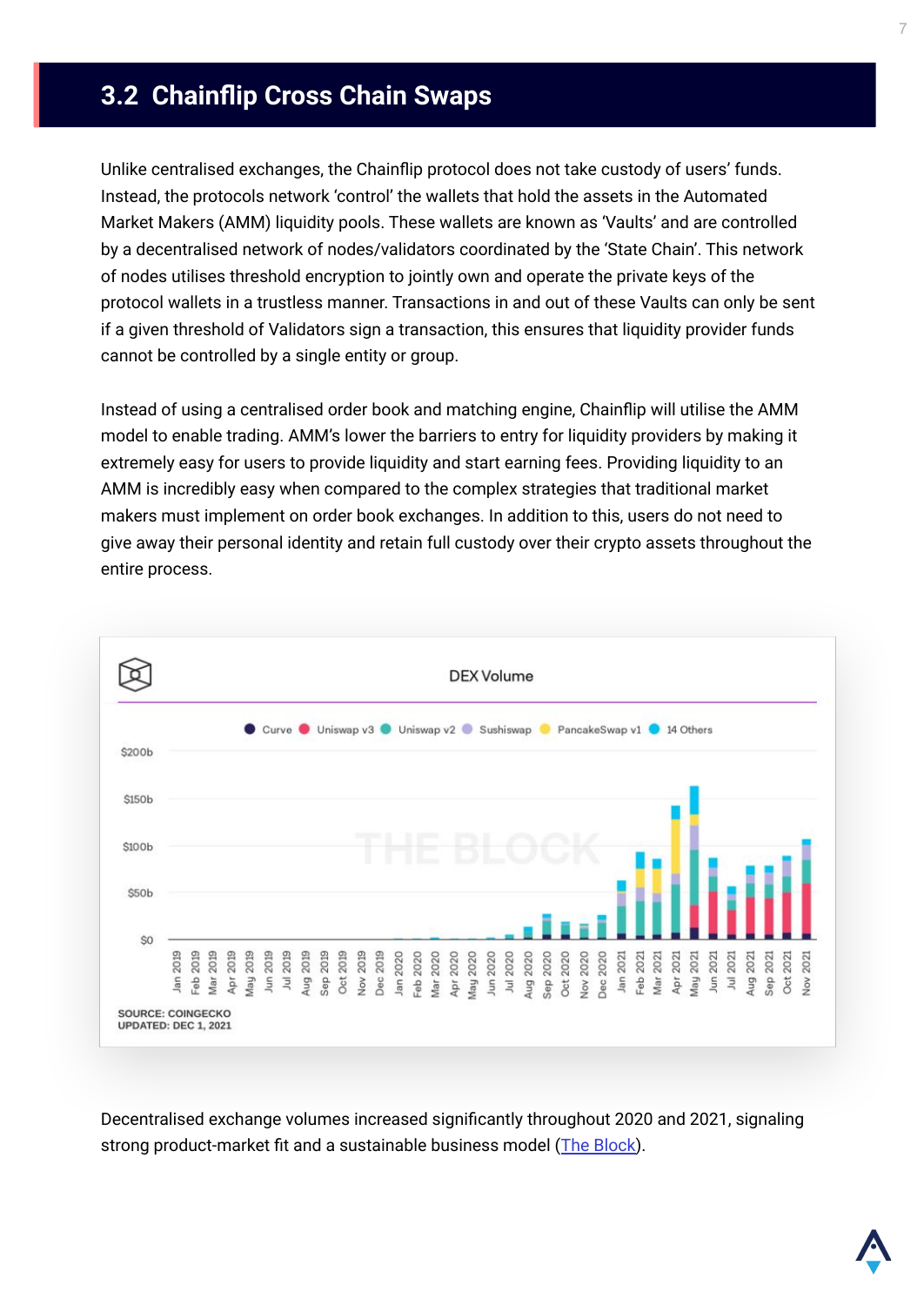## 3.2 Chainflip Cross Chain Swaps

Unlike centralised exchanges, the Chainflip protocol does not take custody of users' funds. Instead, the protocols network 'control' the wallets that hold the assets in the Automated Market Makers (AMM) liquidity pools. These wallets are known as 'Vaults' and are controlled by a decentralised network of nodes/validators coordinated by the 'State Chain'. This network of nodes utilises threshold encryption to jointly own and operate the private keys of the protocol wallets in a trustless manner. Transactions in and out of these Vaults can only be sent if a given threshold of Validators sign a transaction, this ensures that liquidity provider funds cannot be controlled by a single entity or group.

Instead of using a centralised order book and matching engine, Chainflip will utilise the AMM model to enable trading. AMM's lower the barriers to entry for liquidity providers by making it extremely easy for users to provide liquidity and start earning fees. Providing liquidity to an AMM is incredibly easy when compared to the complex strategies that traditional market makers must implement on order book exchanges. In addition to this, users do not need to give away their personal identity and retain full custody over their crypto assets throughout the entire process.

Decentralised exchange volumes increased significantly throughout 2020 and 2021, signaling strong product-market fit and a sustainable business model (The Block).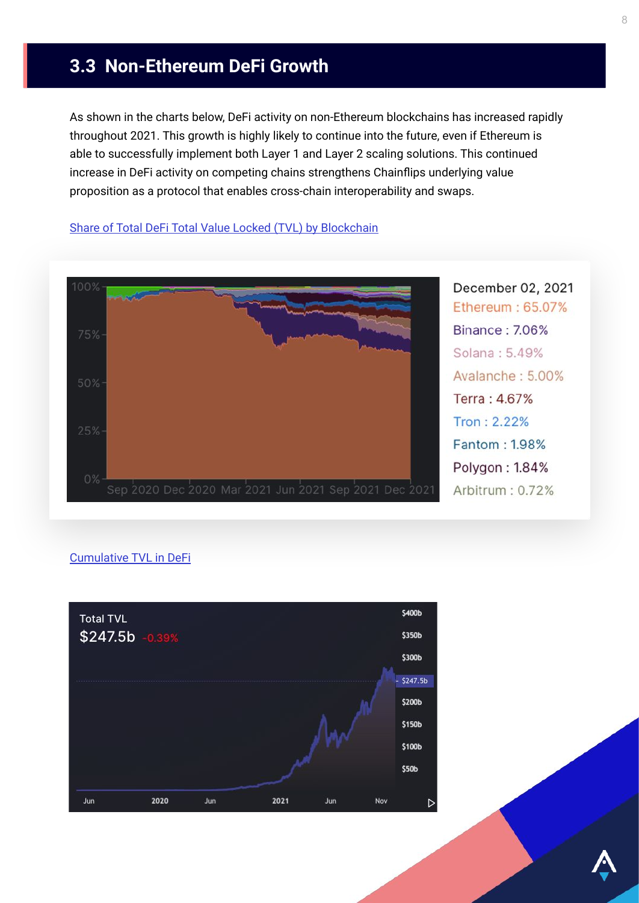## 3.3 Non-Ethereum DeFi Growth

As shown in the charts below, DeFi activity on non-Ethereum blockchains has increased rapidly throughout 2021. This growth is highly likely to continue into the future, even if Ethereum is able to successfully implement both Layer 1 and Layer 2 scaling solutions. This continued increase in DeFi activity on competing chains strengthens Chainflips underlying value proposition as a protocol that enables cross-chain interoperability and swaps.

[Share of Total DeFi Total Value Locked (TVL) by Blockchain]()

December 02, 2021

- Ethereum : 65.07%
- Binance : 7.06%
- Solana : 5.49%
- Avalanche : 5.00%
- Terra : 4.67%
- Tron : 2.22%
- Fantom : 1.98%
- Polygon : 1.84%
- Arbitrum : 0.72%

[Cumulative TVL in DeFi]()

Total TVL
$247.5b -0.39%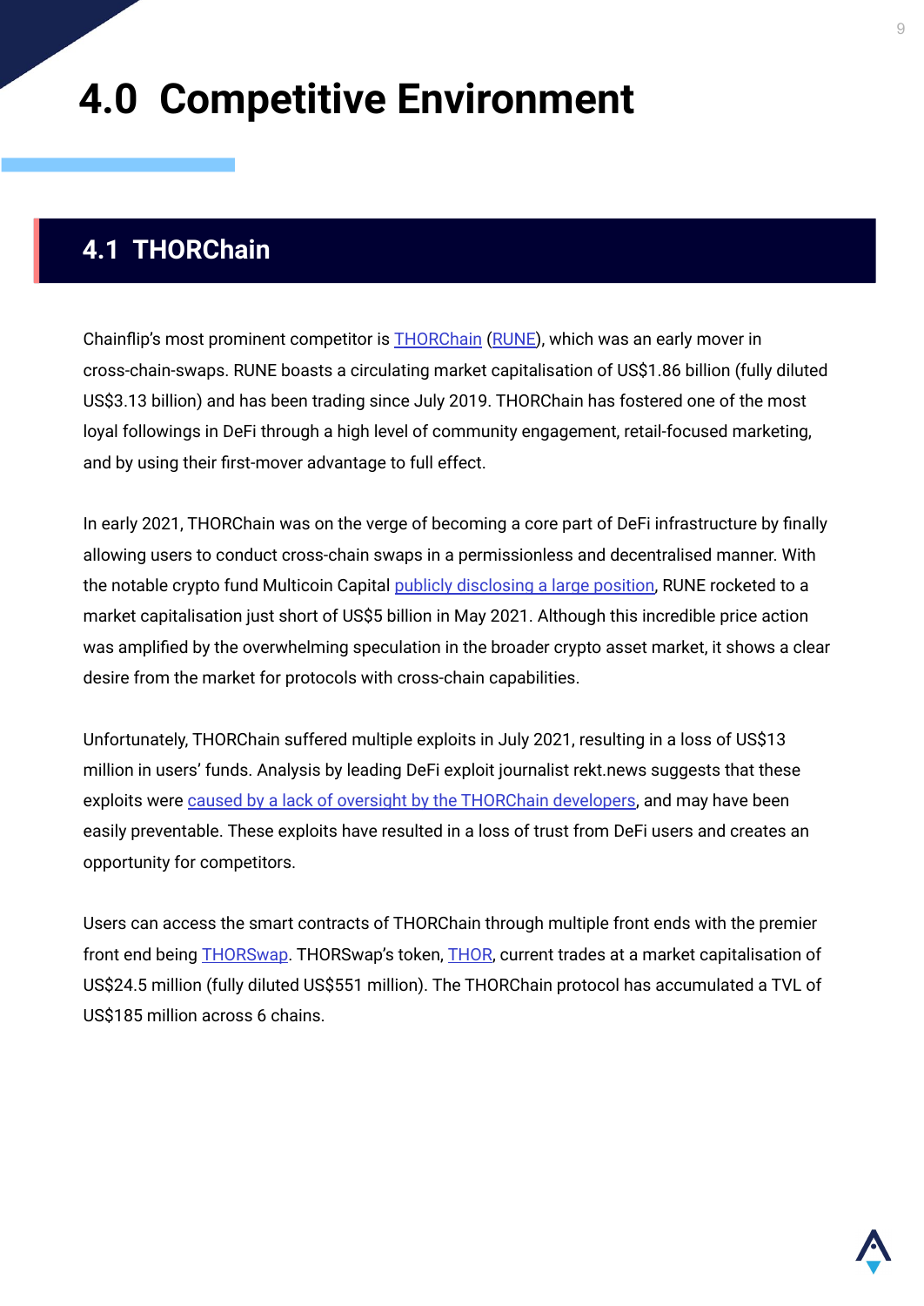# 4.0 Competitive Environment

## 4.1 THORChain

Chainflip's most prominent competitor is THORChain (RUNE), which was an early mover in cross-chain-swaps. RUNE boasts a circulating market capitalisation of US$1.86 billion (fully diluted US$3.13 billion) and has been trading since July 2019. THORChain has fostered one of the most loyal followings in DeFi through a high level of community engagement, retail-focused marketing, and by using their first-mover advantage to full effect.

In early 2021, THORChain was on the verge of becoming a core part of DeFi infrastructure by finally allowing users to conduct cross-chain swaps in a permissionless and decentralised manner. With the notable crypto fund Multicoin Capital publicly disclosing a large position, RUNE rocketed to a market capitalisation just short of US$5 billion in May 2021. Although this incredible price action was amplified by the overwhelming speculation in the broader crypto asset market, it shows a clear desire from the market for protocols with cross-chain capabilities.

Unfortunately, THORChain suffered multiple exploits in July 2021, resulting in a loss of US$13 million in users' funds. Analysis by leading DeFi exploit journalist rekt.news suggests that these exploits were caused by a lack of oversight by the THORChain developers, and may have been easily preventable. These exploits have resulted in a loss of trust from DeFi users and creates an opportunity for competitors.

Users can access the smart contracts of THORChain through multiple front ends with the premier front end being THORSwap. THORSwap's token, THOR, current trades at a market capitalisation of US$24.5 million (fully diluted US$551 million). The THORChain protocol has accumulated a TVL of US$185 million across 6 chains.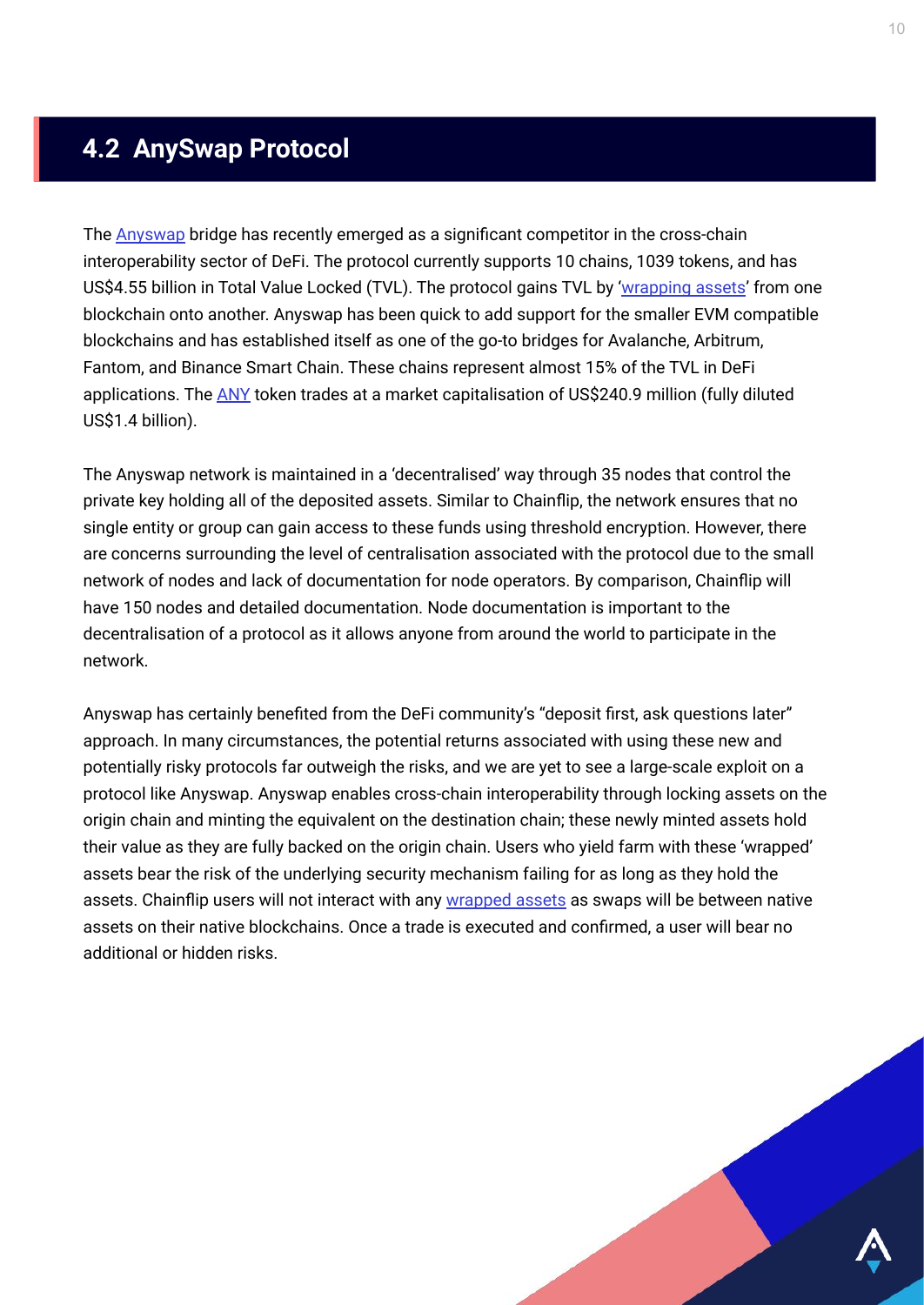## 4.2 AnySwap Protocol

The Anyswap bridge has recently emerged as a significant competitor in the cross-chain interoperability sector of DeFi. The protocol currently supports 10 chains, 1039 tokens, and has US$4.55 billion in Total Value Locked (TVL). The protocol gains TVL by 'wrapping assets' from one blockchain onto another. Anyswap has been quick to add support for the smaller EVM compatible blockchains and has established itself as one of the go-to bridges for Avalanche, Arbitrum, Fantom, and Binance Smart Chain. These chains represent almost 15% of the TVL in DeFi applications. The ANY token trades at a market capitalisation of US$240.9 million (fully diluted US$1.4 billion).

The Anyswap network is maintained in a 'decentralised' way through 35 nodes that control the private key holding all of the deposited assets. Similar to Chainflip, the network ensures that no single entity or group can gain access to these funds using threshold encryption. However, there are concerns surrounding the level of centralisation associated with the protocol due to the small network of nodes and lack of documentation for node operators. By comparison, Chainflip will have 150 nodes and detailed documentation. Node documentation is important to the decentralisation of a protocol as it allows anyone from around the world to participate in the network.

Anyswap has certainly benefited from the DeFi community's "deposit first, ask questions later" approach. In many circumstances, the potential returns associated with using these new and potentially risky protocols far outweigh the risks, and we are yet to see a large-scale exploit on a protocol like Anyswap. Anyswap enables cross-chain interoperability through locking assets on the origin chain and minting the equivalent on the destination chain; these newly minted assets hold their value as they are fully backed on the origin chain. Users who yield farm with these 'wrapped' assets bear the risk of the underlying security mechanism failing for as long as they hold the assets. Chainflip users will not interact with any wrapped assets as swaps will be between native assets on their native blockchains. Once a trade is executed and confirmed, a user will bear no additional or hidden risks.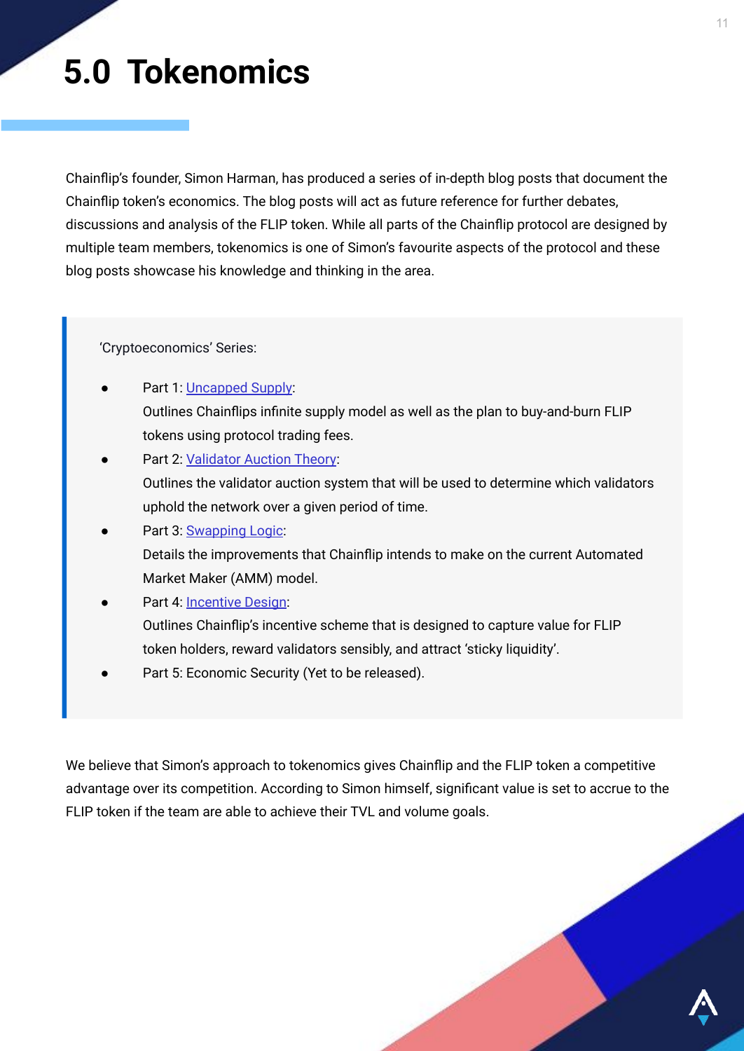# 5.0 Tokenomics

Chainflip's founder, Simon Harman, has produced a series of in-depth blog posts that document the Chainflip token's economics. The blog posts will act as future reference for further debates, discussions and analysis of the FLIP token. While all parts of the Chainflip protocol are designed by multiple team members, tokenomics is one of Simon's favourite aspects of the protocol and these blog posts showcase his knowledge and thinking in the area.

> 'Cryptoeconomics' Series:
>
> - Part 1: Uncapped Supply:
>   Outlines Chainflips infinite supply model as well as the plan to buy-and-burn FLIP tokens using protocol trading fees.
> - Part 2: Validator Auction Theory:
>   Outlines the validator auction system that will be used to determine which validators uphold the network over a given period of time.
> - Part 3: Swapping Logic:
>   Details the improvements that Chainflip intends to make on the current Automated Market Maker (AMM) model.
> - Part 4: Incentive Design:
>   Outlines Chainflip's incentive scheme that is designed to capture value for FLIP token holders, reward validators sensibly, and attract 'sticky liquidity'.
> - Part 5: Economic Security (Yet to be released).

We believe that Simon's approach to tokenomics gives Chainflip and the FLIP token a competitive advantage over its competition. According to Simon himself, significant value is set to accrue to the FLIP token if the team are able to achieve their TVL and volume goals.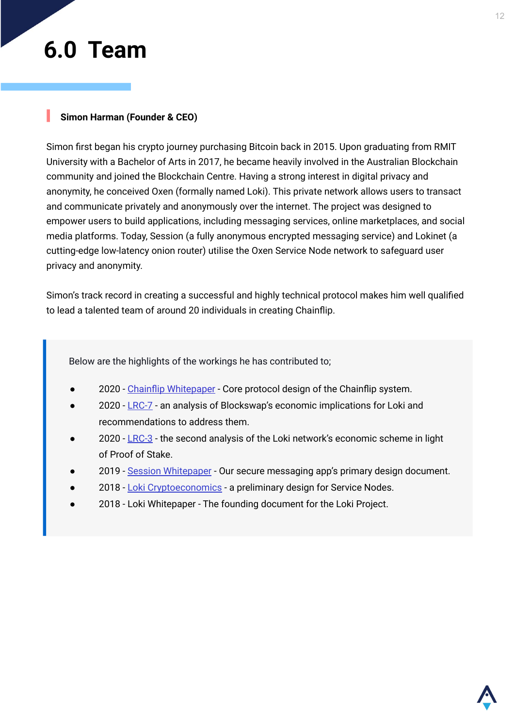# 6.0 Team

**Simon Harman (Founder & CEO)**

Simon first began his crypto journey purchasing Bitcoin back in 2015. Upon graduating from RMIT University with a Bachelor of Arts in 2017, he became heavily involved in the Australian Blockchain community and joined the Blockchain Centre. Having a strong interest in digital privacy and anonymity, he conceived Oxen (formally named Loki). This private network allows users to transact and communicate privately and anonymously over the internet. The project was designed to empower users to build applications, including messaging services, online marketplaces, and social media platforms. Today, Session (a fully anonymous encrypted messaging service) and Lokinet (a cutting-edge low-latency onion router) utilise the Oxen Service Node network to safeguard user privacy and anonymity.

Simon's track record in creating a successful and highly technical protocol makes him well qualified to lead a talented team of around 20 individuals in creating Chainflip.

> Below are the highlights of the workings he has contributed to;
>
> - 2020 - Chainflip Whitepaper - Core protocol design of the Chainflip system.
> - 2020 - LRC-7 - an analysis of Blockswap's economic implications for Loki and recommendations to address them.
> - 2020 - LRC-3 - the second analysis of the Loki network's economic scheme in light of Proof of Stake.
> - 2019 - Session Whitepaper - Our secure messaging app's primary design document.
> - 2018 - Loki Cryptoeconomics - a preliminary design for Service Nodes.
> - 2018 - Loki Whitepaper - The founding document for the Loki Project.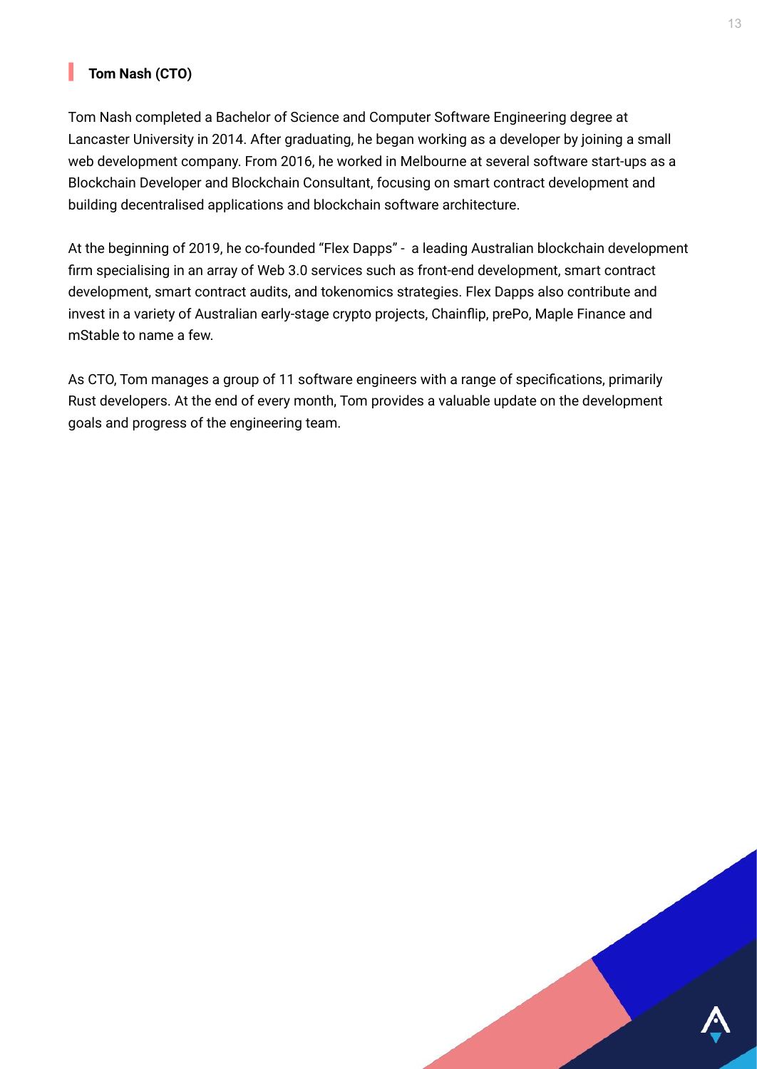### Tom Nash (CTO)

Tom Nash completed a Bachelor of Science and Computer Software Engineering degree at Lancaster University in 2014. After graduating, he began working as a developer by joining a small web development company. From 2016, he worked in Melbourne at several software start-ups as a Blockchain Developer and Blockchain Consultant, focusing on smart contract development and building decentralised applications and blockchain software architecture.

At the beginning of 2019, he co-founded "Flex Dapps" - a leading Australian blockchain development firm specialising in an array of Web 3.0 services such as front-end development, smart contract development, smart contract audits, and tokenomics strategies. Flex Dapps also contribute and invest in a variety of Australian early-stage crypto projects, Chainflip, prePo, Maple Finance and mStable to name a few.

As CTO, Tom manages a group of 11 software engineers with a range of specifications, primarily Rust developers. At the end of every month, Tom provides a valuable update on the development goals and progress of the engineering team.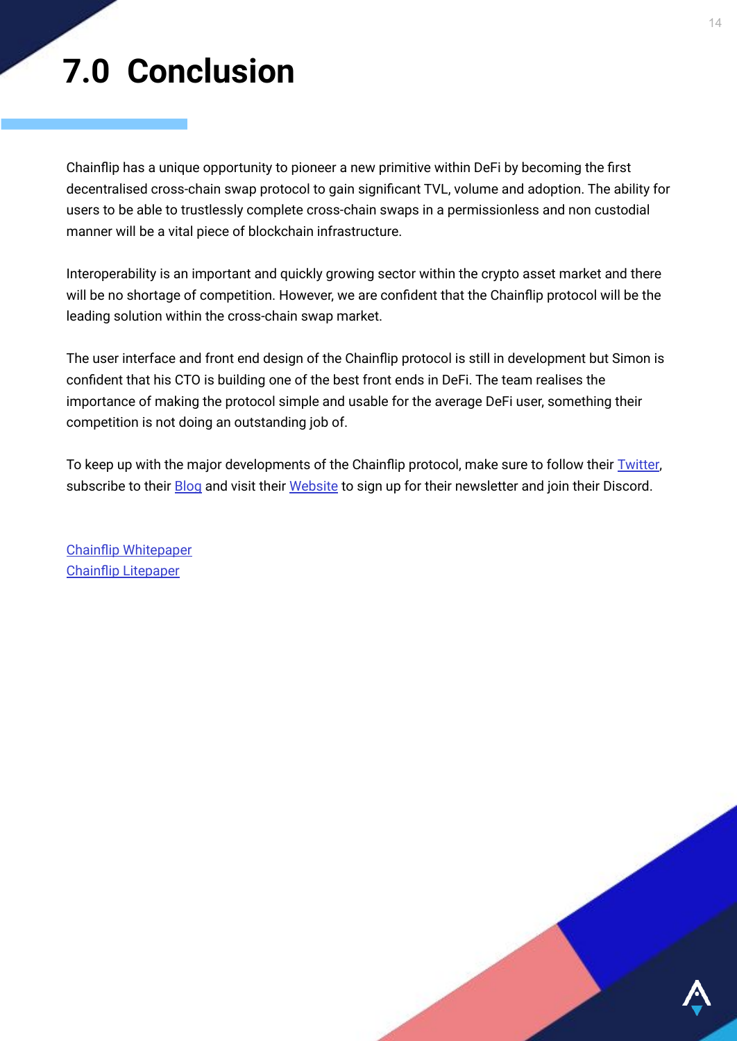# 7.0 Conclusion

Chainflip has a unique opportunity to pioneer a new primitive within DeFi by becoming the first decentralised cross-chain swap protocol to gain significant TVL, volume and adoption. The ability for users to be able to trustlessly complete cross-chain swaps in a permissionless and non custodial manner will be a vital piece of blockchain infrastructure.

Interoperability is an important and quickly growing sector within the crypto asset market and there will be no shortage of competition. However, we are confident that the Chainflip protocol will be the leading solution within the cross-chain swap market.

The user interface and front end design of the Chainflip protocol is still in development but Simon is confident that his CTO is building one of the best front ends in DeFi. The team realises the importance of making the protocol simple and usable for the average DeFi user, something their competition is not doing an outstanding job of.

To keep up with the major developments of the Chainflip protocol, make sure to follow their Twitter, subscribe to their Blog and visit their Website to sign up for their newsletter and join their Discord.

Chainflip Whitepaper
Chainflip Litepaper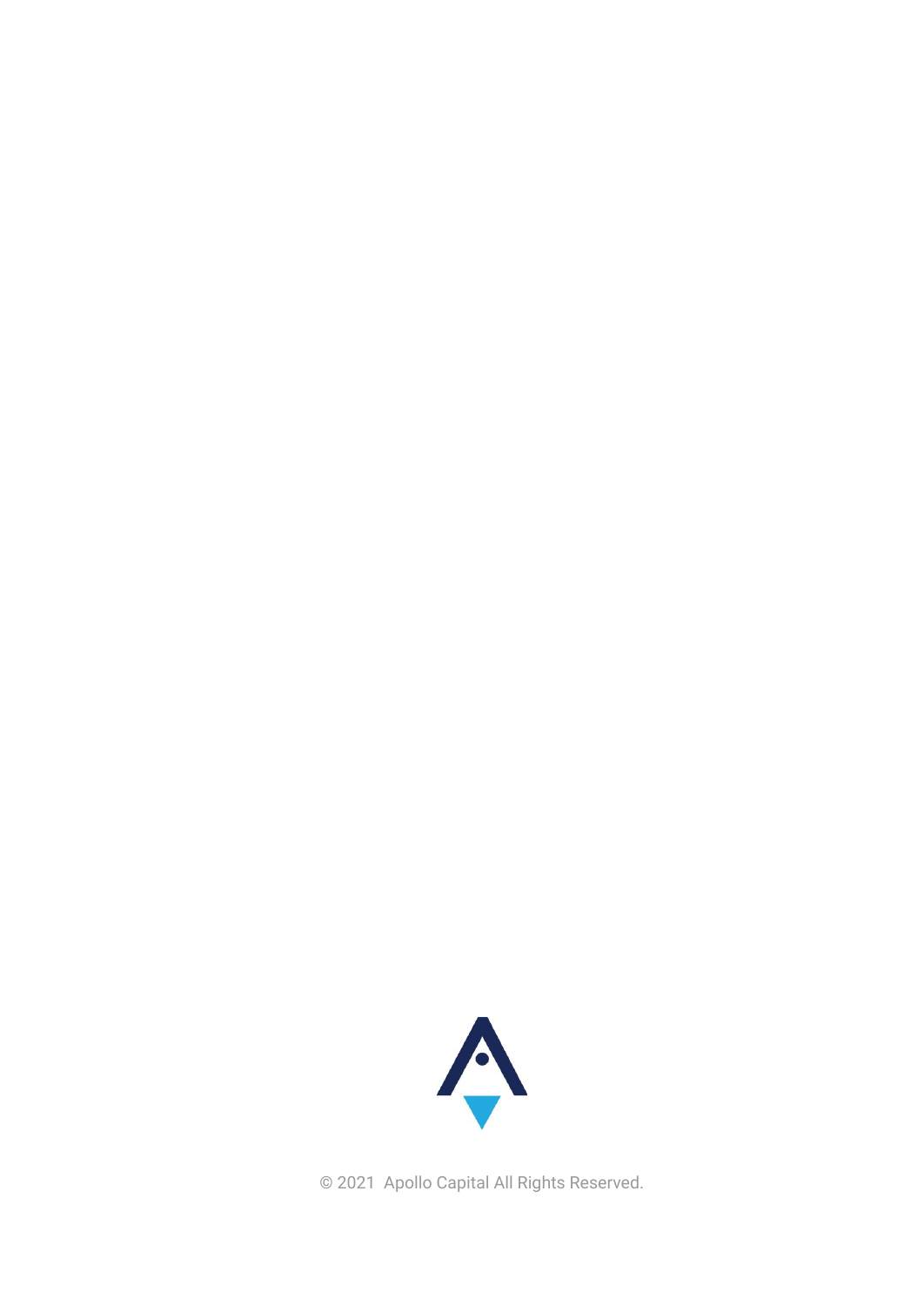© 2021 Apollo Capital All Rights Reserved.